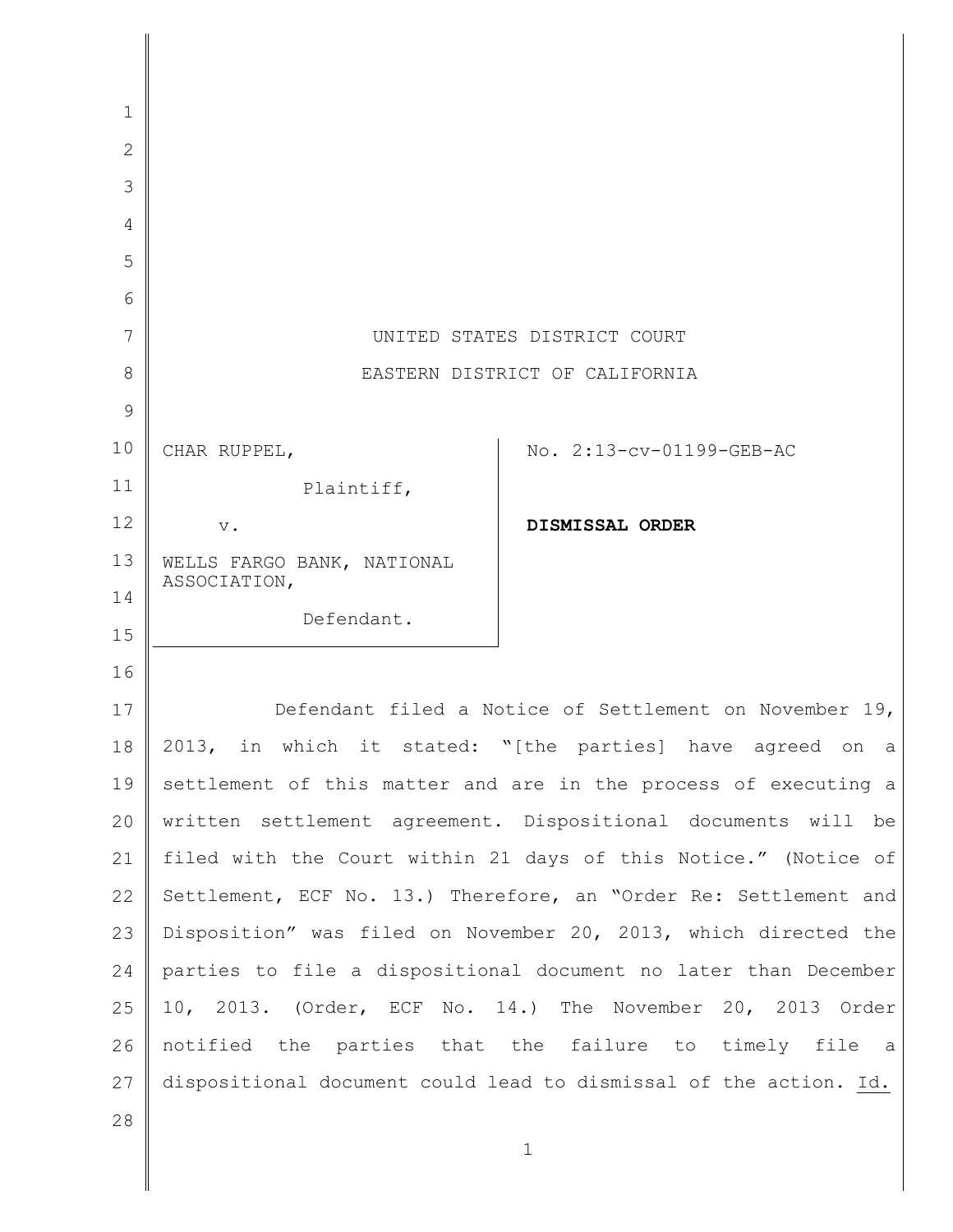UNITED STATES DISTRICT COURT

EASTERN DISTRICT OF CALIFORNIA

| | |
|---|---|
| CHAR RUPPEL,<br><br>Plaintiff,<br><br>v.<br><br>WELLS FARGO BANK, NATIONAL ASSOCIATION,<br><br>Defendant. | No. 2:13-cv-01199-GEB-AC<br><br>**DISMISSAL ORDER** |

Defendant filed a Notice of Settlement on November 19, 2013, in which it stated: "[the parties] have agreed on a settlement of this matter and are in the process of executing a written settlement agreement. Dispositional documents will be filed with the Court within 21 days of this Notice." (Notice of Settlement, ECF No. 13.) Therefore, an "Order Re: Settlement and Disposition" was filed on November 20, 2013, which directed the parties to file a dispositional document no later than December 10, 2013. (Order, ECF No. 14.) The November 20, 2013 Order notified the parties that the failure to timely file a dispositional document could lead to dismissal of the action. Id.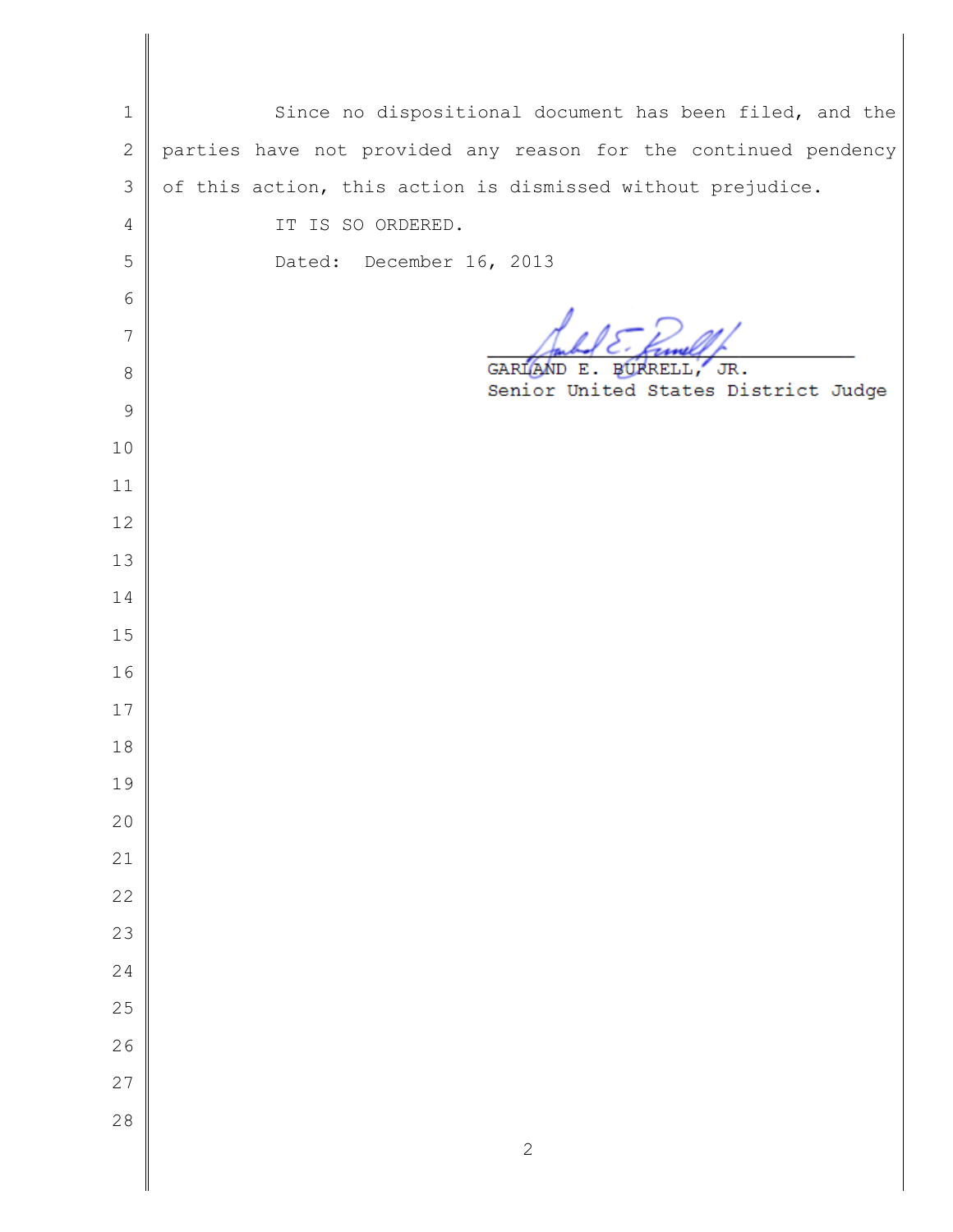Since no dispositional document has been filed, and the parties have not provided any reason for the continued pendency of this action, this action is dismissed without prejudice.

IT IS SO ORDERED.

Dated: December 16, 2013

GARLAND E. BURRELL, JR.
Senior United States District Judge